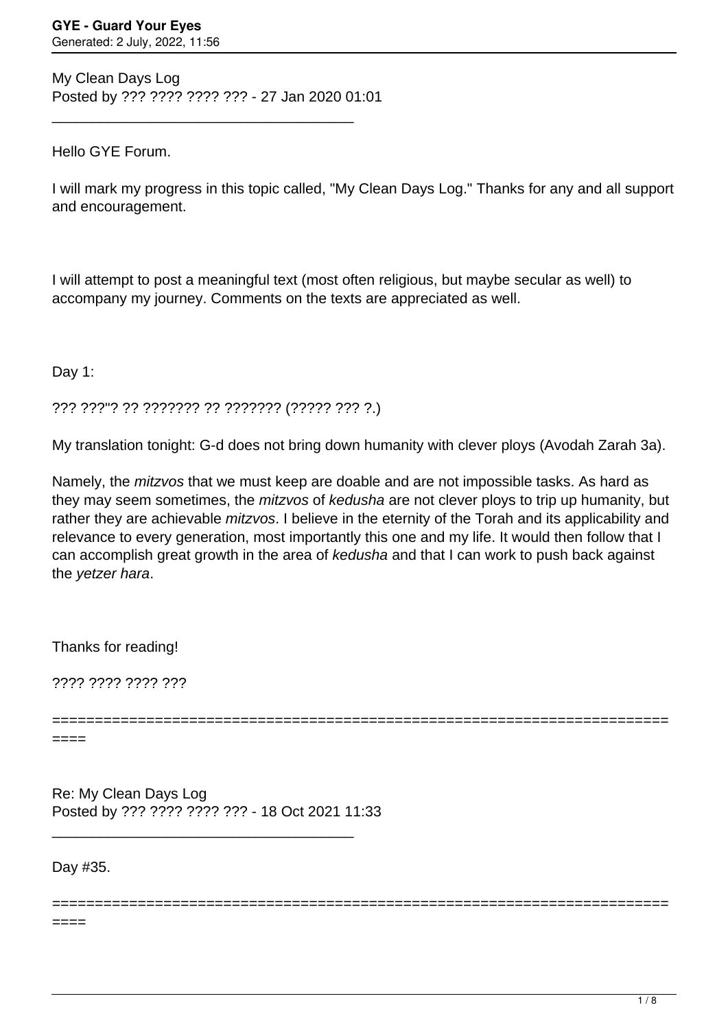My Clean Days Log
Posted by ??? ???? ???? ??? - 27 Jan 2020 01:01

_____________________________________

Hello GYE Forum.

I will mark my progress in this topic called, "My Clean Days Log." Thanks for any and all support and encouragement.

I will attempt to post a meaningful text (most often religious, but maybe secular as well) to accompany my journey. Comments on the texts are appreciated as well.

Day 1:

??? ???"? ?? ??????? ?? ??????? (????? ??? ?.)

My translation tonight: G-d does not bring down humanity with clever ploys (Avodah Zarah 3a).

Namely, the *mitzvos* that we must keep are doable and are not impossible tasks. As hard as they may seem sometimes, the *mitzvos* of *kedusha* are not clever ploys to trip up humanity, but rather they are achievable *mitzvos*. I believe in the eternity of the Torah and its applicability and relevance to every generation, most importantly this one and my life. It would then follow that I can accomplish great growth in the area of *kedusha* and that I can work to push back against the *yetzer hara*.

Thanks for reading!

???? ???? ???? ???

========================================================================

Re: My Clean Days Log
Posted by ??? ???? ???? ??? - 18 Oct 2021 11:33

_____________________________________

Day #35.

========================================================================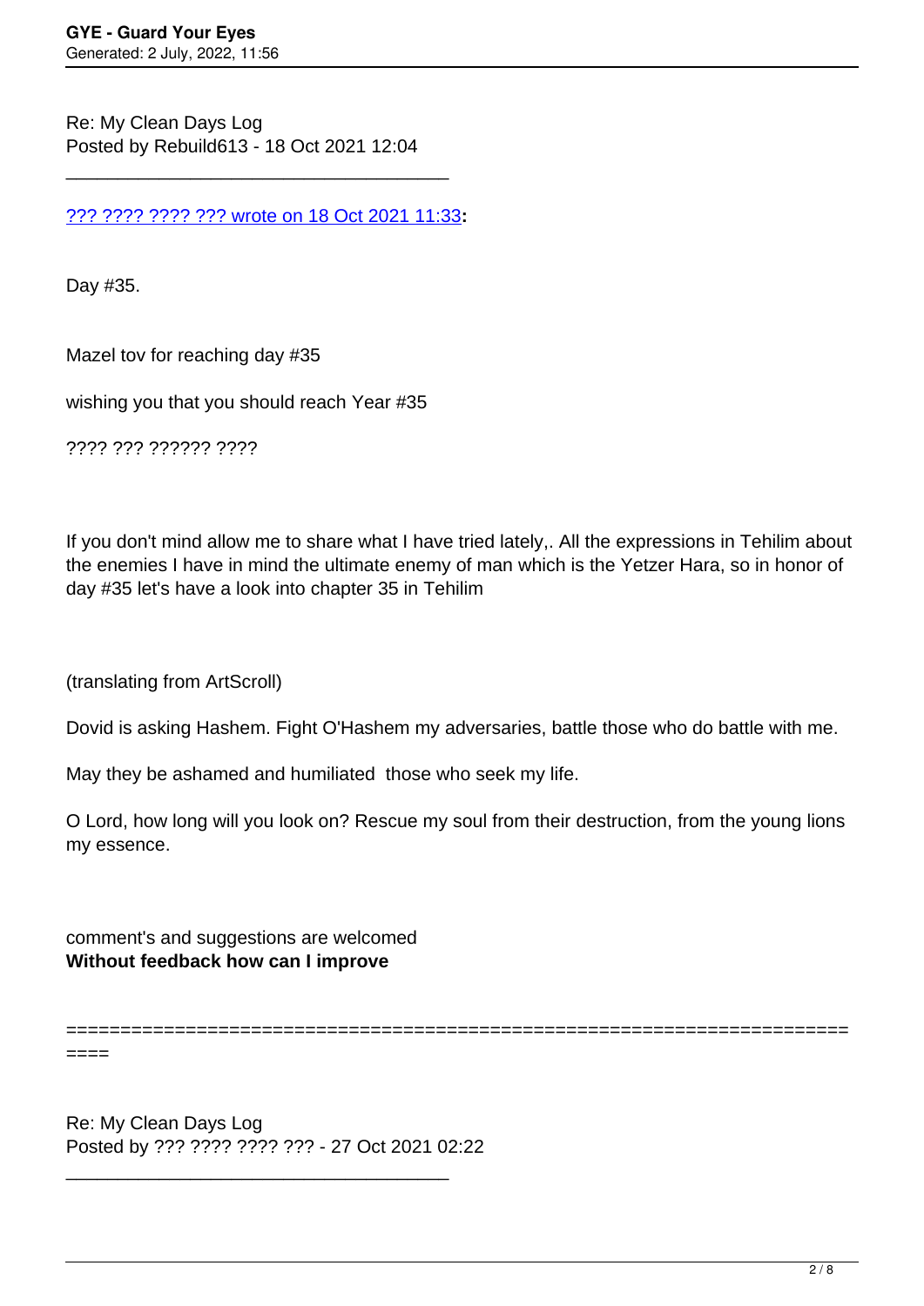Re: My Clean Days Log
Posted by Rebuild613 - 18 Oct 2021 12:04

_____________________________________

??? ???? ???? ??? wrote on 18 Oct 2021 11:33**:**

Day #35.

Mazel tov for reaching day #35

wishing you that you should reach Year #35

???? ??? ?????? ????

If you don't mind allow me to share what I have tried lately,. All the expressions in Tehilim about the enemies I have in mind the ultimate enemy of man which is the Yetzer Hara, so in honor of day #35 let's have a look into chapter 35 in Tehilim

(translating from ArtScroll)

Dovid is asking Hashem. Fight O'Hashem my adversaries, battle those who do battle with me.

May they be ashamed and humiliated those who seek my life.

O Lord, how long will you look on? Rescue my soul from their destruction, from the young lions my essence.

comment's and suggestions are welcomed
**Without feedback how can I improve**

========================================================================

Re: My Clean Days Log
Posted by ??? ???? ???? ??? - 27 Oct 2021 02:22

_____________________________________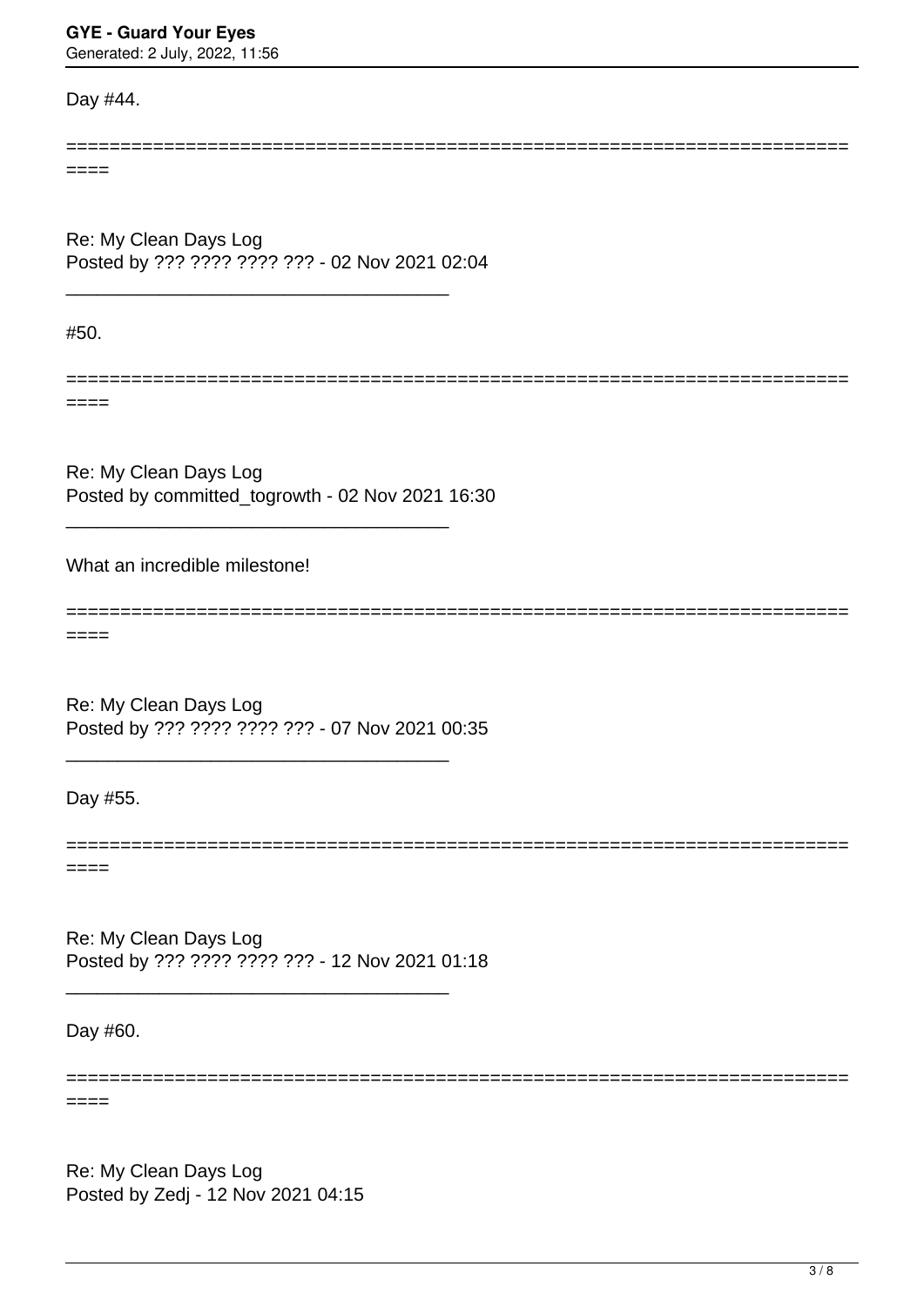Day #44.

============================================================================

Re: My Clean Days Log
Posted by ??? ???? ???? ??? - 02 Nov 2021 02:04

_____________________________________

#50.

============================================================================

Re: My Clean Days Log
Posted by committed_togrowth - 02 Nov 2021 16:30

_____________________________________

What an incredible milestone!

============================================================================

Re: My Clean Days Log
Posted by ??? ???? ???? ??? - 07 Nov 2021 00:35

_____________________________________

Day #55.

============================================================================

Re: My Clean Days Log
Posted by ??? ???? ???? ??? - 12 Nov 2021 01:18

_____________________________________

Day #60.

============================================================================

Re: My Clean Days Log
Posted by Zedj - 12 Nov 2021 04:15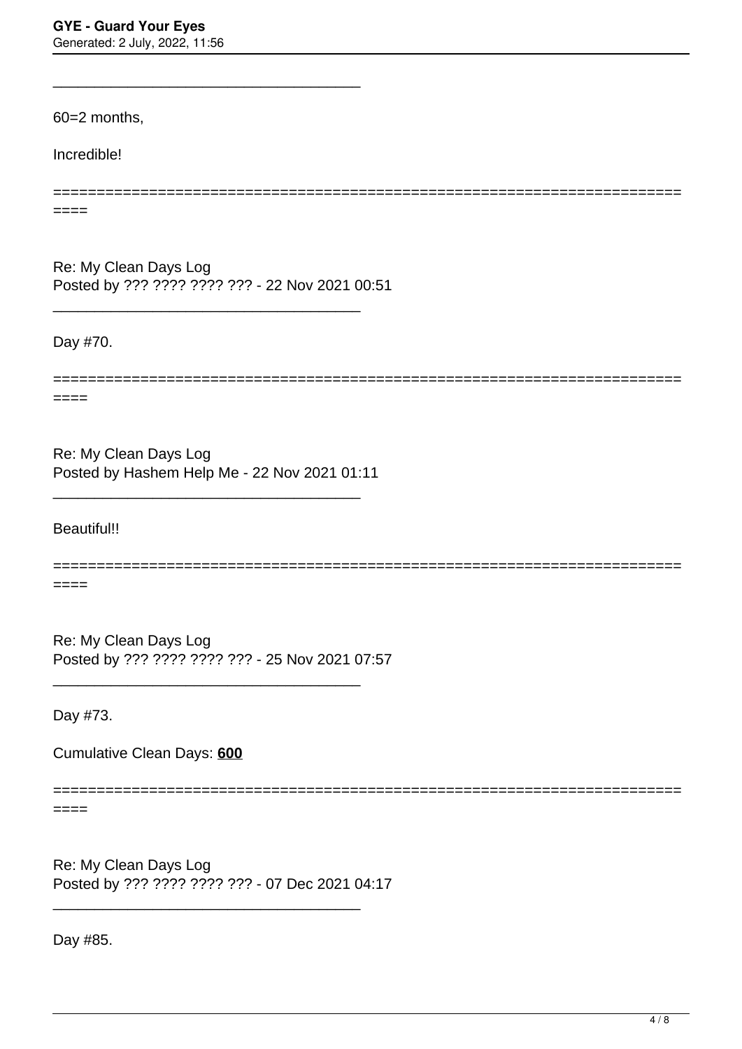---

60=2 months,

Incredible!

============================================================================

Re: My Clean Days Log
Posted by ??? ???? ???? ??? - 22 Nov 2021 00:51

---

Day #70.

============================================================================

Re: My Clean Days Log
Posted by Hashem Help Me - 22 Nov 2021 01:11

---

Beautiful!!

============================================================================

Re: My Clean Days Log
Posted by ??? ???? ???? ??? - 25 Nov 2021 07:57

---

Day #73.

Cumulative Clean Days: **600**

============================================================================

Re: My Clean Days Log
Posted by ??? ???? ???? ??? - 07 Dec 2021 04:17

---

Day #85.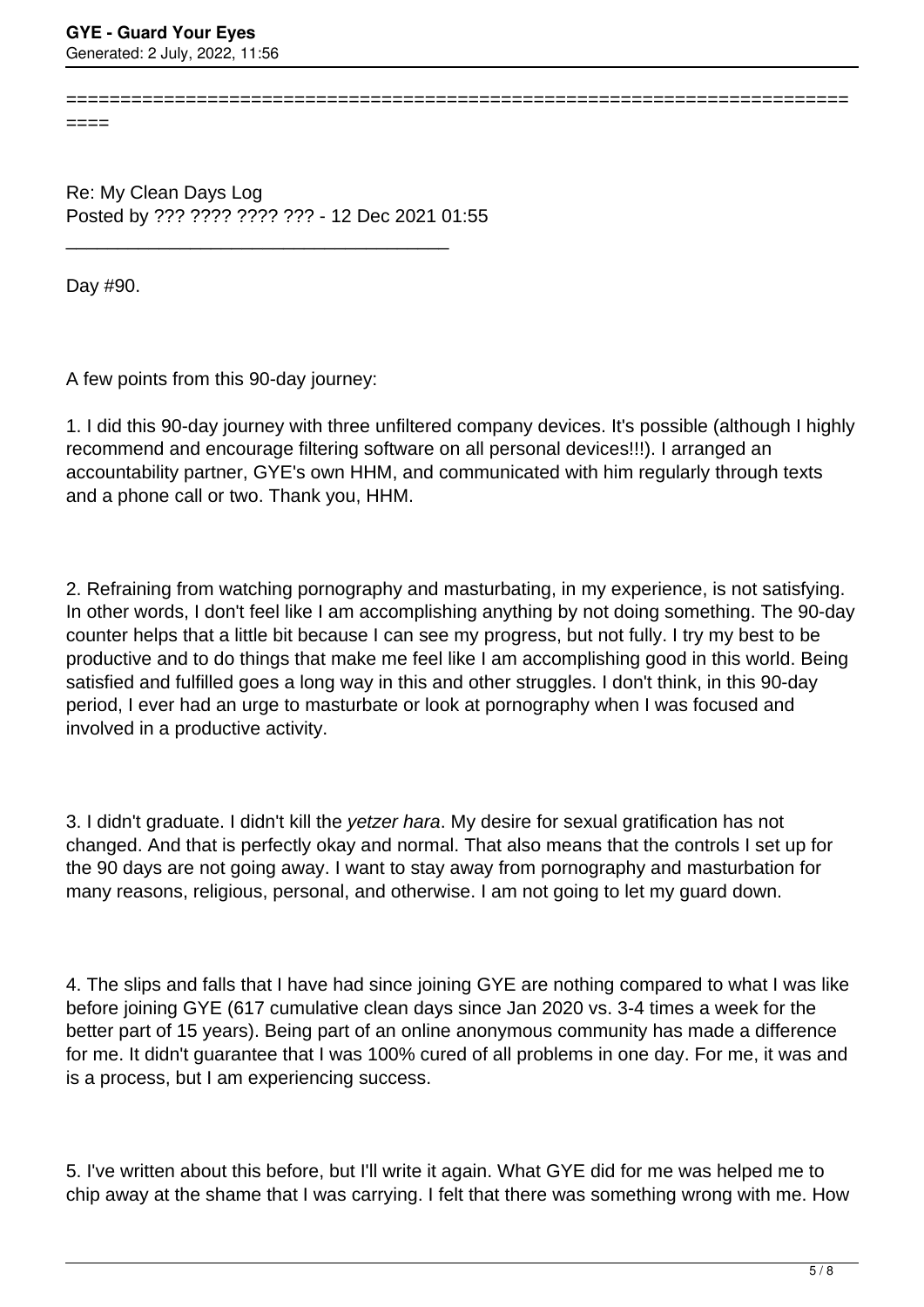Re: My Clean Days Log
Posted by ??? ???? ???? ??? - 12 Dec 2021 01:55

---

Day #90.

A few points from this 90-day journey:

1. I did this 90-day journey with three unfiltered company devices. It's possible (although I highly recommend and encourage filtering software on all personal devices!!!). I arranged an accountability partner, GYE's own HHM, and communicated with him regularly through texts and a phone call or two. Thank you, HHM.

2. Refraining from watching pornography and masturbating, in my experience, is not satisfying. In other words, I don't feel like I am accomplishing anything by not doing something. The 90-day counter helps that a little bit because I can see my progress, but not fully. I try my best to be productive and to do things that make me feel like I am accomplishing good in this world. Being satisfied and fulfilled goes a long way in this and other struggles. I don't think, in this 90-day period, I ever had an urge to masturbate or look at pornography when I was focused and involved in a productive activity.

3. I didn't graduate. I didn't kill the *yetzer hara*. My desire for sexual gratification has not changed. And that is perfectly okay and normal. That also means that the controls I set up for the 90 days are not going away. I want to stay away from pornography and masturbation for many reasons, religious, personal, and otherwise. I am not going to let my guard down.

4. The slips and falls that I have had since joining GYE are nothing compared to what I was like before joining GYE (617 cumulative clean days since Jan 2020 vs. 3-4 times a week for the better part of 15 years). Being part of an online anonymous community has made a difference for me. It didn't guarantee that I was 100% cured of all problems in one day. For me, it was and is a process, but I am experiencing success.

5. I've written about this before, but I'll write it again. What GYE did for me was helped me to chip away at the shame that I was carrying. I felt that there was something wrong with me. How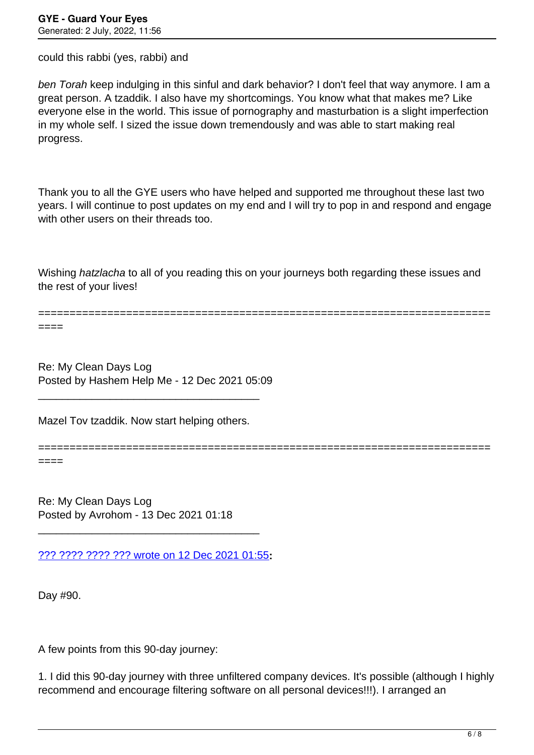could this rabbi (yes, rabbi) and

*ben Torah* keep indulging in this sinful and dark behavior? I don't feel that way anymore. I am a great person. A tzaddik. I also have my shortcomings. You know what that makes me? Like everyone else in the world. This issue of pornography and masturbation is a slight imperfection in my whole self. I sized the issue down tremendously and was able to start making real progress.

Thank you to all the GYE users who have helped and supported me throughout these last two years. I will continue to post updates on my end and I will try to pop in and respond and engage with other users on their threads too.

Wishing *hatzlacha* to all of you reading this on your journeys both regarding these issues and the rest of your lives!

============================================================================

Re: My Clean Days Log
Posted by Hashem Help Me - 12 Dec 2021 05:09

---

Mazel Tov tzaddik. Now start helping others.

============================================================================

Re: My Clean Days Log
Posted by Avrohom - 13 Dec 2021 01:18

---

??? ???? ???? ??? wrote on 12 Dec 2021 01:55**:**

Day #90.

A few points from this 90-day journey:

1. I did this 90-day journey with three unfiltered company devices. It's possible (although I highly recommend and encourage filtering software on all personal devices!!!). I arranged an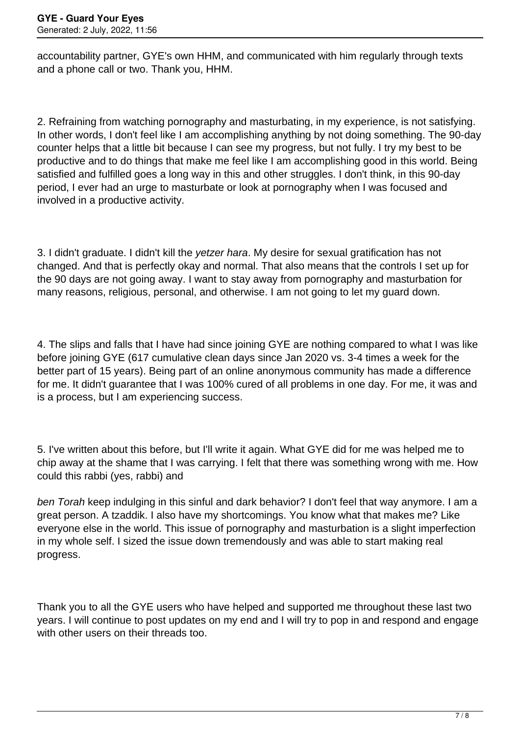accountability partner, GYE's own HHM, and communicated with him regularly through texts and a phone call or two. Thank you, HHM.

2. Refraining from watching pornography and masturbating, in my experience, is not satisfying. In other words, I don't feel like I am accomplishing anything by not doing something. The 90-day counter helps that a little bit because I can see my progress, but not fully. I try my best to be productive and to do things that make me feel like I am accomplishing good in this world. Being satisfied and fulfilled goes a long way in this and other struggles. I don't think, in this 90-day period, I ever had an urge to masturbate or look at pornography when I was focused and involved in a productive activity.

3. I didn't graduate. I didn't kill the *yetzer hara*. My desire for sexual gratification has not changed. And that is perfectly okay and normal. That also means that the controls I set up for the 90 days are not going away. I want to stay away from pornography and masturbation for many reasons, religious, personal, and otherwise. I am not going to let my guard down.

4. The slips and falls that I have had since joining GYE are nothing compared to what I was like before joining GYE (617 cumulative clean days since Jan 2020 vs. 3-4 times a week for the better part of 15 years). Being part of an online anonymous community has made a difference for me. It didn't guarantee that I was 100% cured of all problems in one day. For me, it was and is a process, but I am experiencing success.

5. I've written about this before, but I'll write it again. What GYE did for me was helped me to chip away at the shame that I was carrying. I felt that there was something wrong with me. How could this rabbi (yes, rabbi) and

*ben Torah* keep indulging in this sinful and dark behavior? I don't feel that way anymore. I am a great person. A tzaddik. I also have my shortcomings. You know what that makes me? Like everyone else in the world. This issue of pornography and masturbation is a slight imperfection in my whole self. I sized the issue down tremendously and was able to start making real progress.

Thank you to all the GYE users who have helped and supported me throughout these last two years. I will continue to post updates on my end and I will try to pop in and respond and engage with other users on their threads too.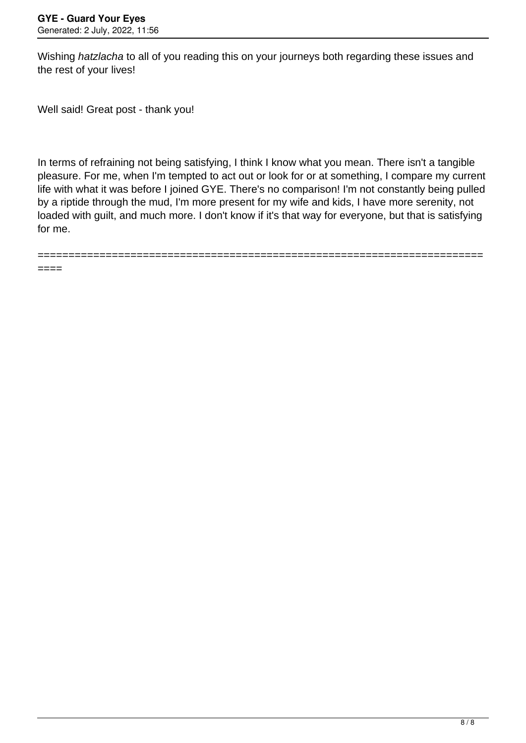Wishing *hatzlacha* to all of you reading this on your journeys both regarding these issues and the rest of your lives!

Well said! Great post - thank you!

In terms of refraining not being satisfying, I think I know what you mean. There isn't a tangible pleasure. For me, when I'm tempted to act out or look for or at something, I compare my current life with what it was before I joined GYE. There's no comparison! I'm not constantly being pulled by a riptide through the mud, I'm more present for my wife and kids, I have more serenity, not loaded with guilt, and much more. I don't know if it's that way for everyone, but that is satisfying for me.

============================================================================